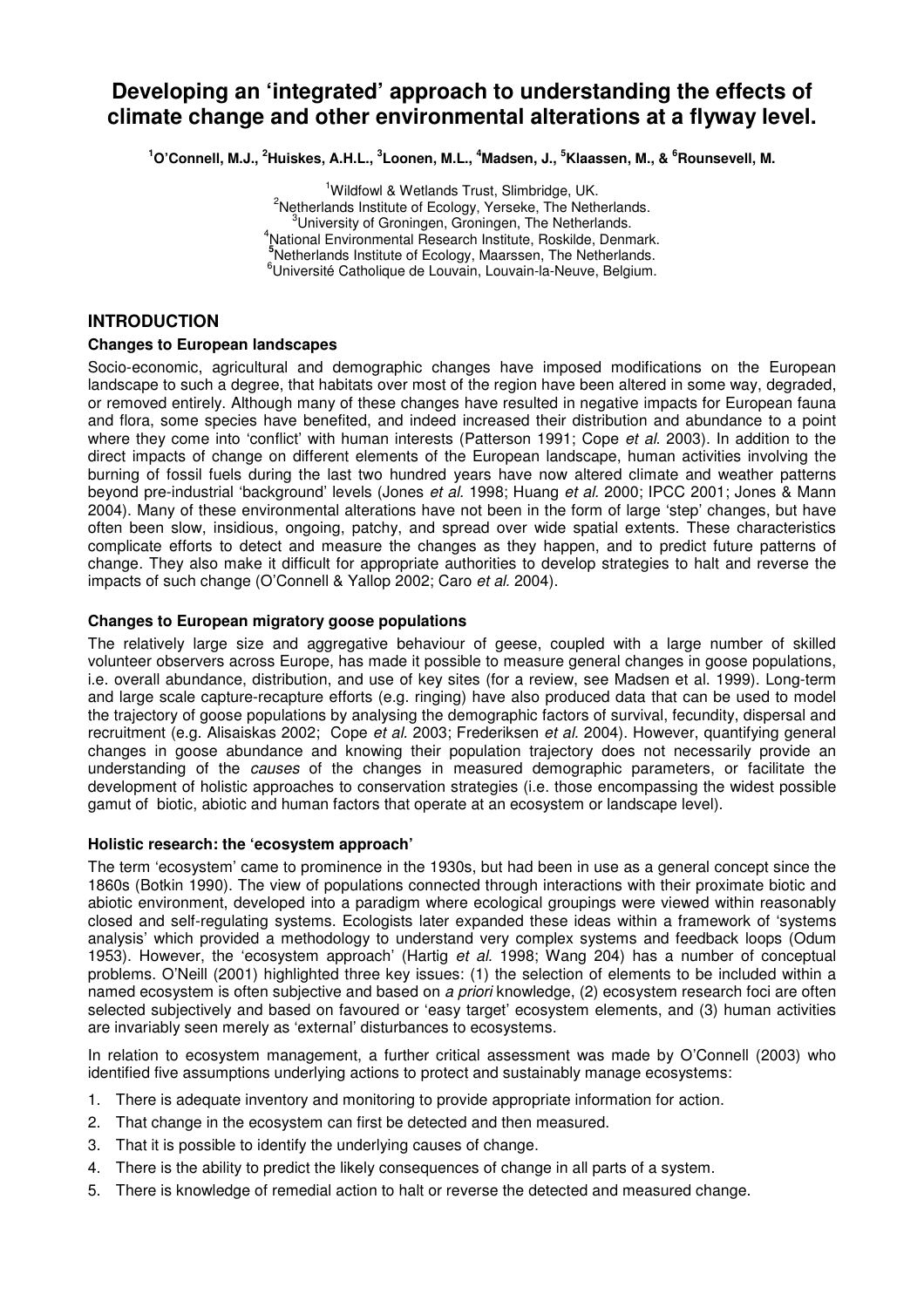# Developing an 'integrated' approach to understanding the effects of climate change and other environmental alterations at a flyway level.

**[1]O'Connell, M.J., [2]Huiskes, A.H.L., [3]Loonen, M.L., [4]Madsen, J., [5]Klaassen, M., & [6]Rounsevell, M.**

[1]Wildfowl & Wetlands Trust, Slimbridge, UK.
[2]Netherlands Institute of Ecology, Yerseke, The Netherlands.
[3]University of Groningen, Groningen, The Netherlands.
[4]National Environmental Research Institute, Roskilde, Denmark.
[5]Netherlands Institute of Ecology, Maarssen, The Netherlands.
[6]Université Catholique de Louvain, Louvain-la-Neuve, Belgium.

## INTRODUCTION

### Changes to European landscapes

Socio-economic, agricultural and demographic changes have imposed modifications on the European landscape to such a degree, that habitats over most of the region have been altered in some way, degraded, or removed entirely. Although many of these changes have resulted in negative impacts for European fauna and flora, some species have benefited, and indeed increased their distribution and abundance to a point where they come into 'conflict' with human interests (Patterson 1991; Cope *et al.* 2003). In addition to the direct impacts of change on different elements of the European landscape, human activities involving the burning of fossil fuels during the last two hundred years have now altered climate and weather patterns beyond pre-industrial 'background' levels (Jones *et al.* 1998; Huang *et al.* 2000; IPCC 2001; Jones & Mann 2004). Many of these environmental alterations have not been in the form of large 'step' changes, but have often been slow, insidious, ongoing, patchy, and spread over wide spatial extents. These characteristics complicate efforts to detect and measure the changes as they happen, and to predict future patterns of change. They also make it difficult for appropriate authorities to develop strategies to halt and reverse the impacts of such change (O'Connell & Yallop 2002; Caro *et al.* 2004).

### Changes to European migratory goose populations

The relatively large size and aggregative behaviour of geese, coupled with a large number of skilled volunteer observers across Europe, has made it possible to measure general changes in goose populations, i.e. overall abundance, distribution, and use of key sites (for a review, see Madsen et al. 1999). Long-term and large scale capture-recapture efforts (e.g. ringing) have also produced data that can be used to model the trajectory of goose populations by analysing the demographic factors of survival, fecundity, dispersal and recruitment (e.g. Alisaiskas 2002; Cope *et al.* 2003; Frederiksen *et al.* 2004). However, quantifying general changes in goose abundance and knowing their population trajectory does not necessarily provide an understanding of the *causes* of the changes in measured demographic parameters, or facilitate the development of holistic approaches to conservation strategies (i.e. those encompassing the widest possible gamut of biotic, abiotic and human factors that operate at an ecosystem or landscape level).

### Holistic research: the 'ecosystem approach'

The term 'ecosystem' came to prominence in the 1930s, but had been in use as a general concept since the 1860s (Botkin 1990). The view of populations connected through interactions with their proximate biotic and abiotic environment, developed into a paradigm where ecological groupings were viewed within reasonably closed and self-regulating systems. Ecologists later expanded these ideas within a framework of 'systems analysis' which provided a methodology to understand very complex systems and feedback loops (Odum 1953). However, the 'ecosystem approach' (Hartig *et al.* 1998; Wang 204) has a number of conceptual problems. O'Neill (2001) highlighted three key issues: (1) the selection of elements to be included within a named ecosystem is often subjective and based on *a priori* knowledge, (2) ecosystem research foci are often selected subjectively and based on favoured or 'easy target' ecosystem elements, and (3) human activities are invariably seen merely as 'external' disturbances to ecosystems.

In relation to ecosystem management, a further critical assessment was made by O'Connell (2003) who identified five assumptions underlying actions to protect and sustainably manage ecosystems:

1. There is adequate inventory and monitoring to provide appropriate information for action.
2. That change in the ecosystem can first be detected and then measured.
3. That it is possible to identify the underlying causes of change.
4. There is the ability to predict the likely consequences of change in all parts of a system.
5. There is knowledge of remedial action to halt or reverse the detected and measured change.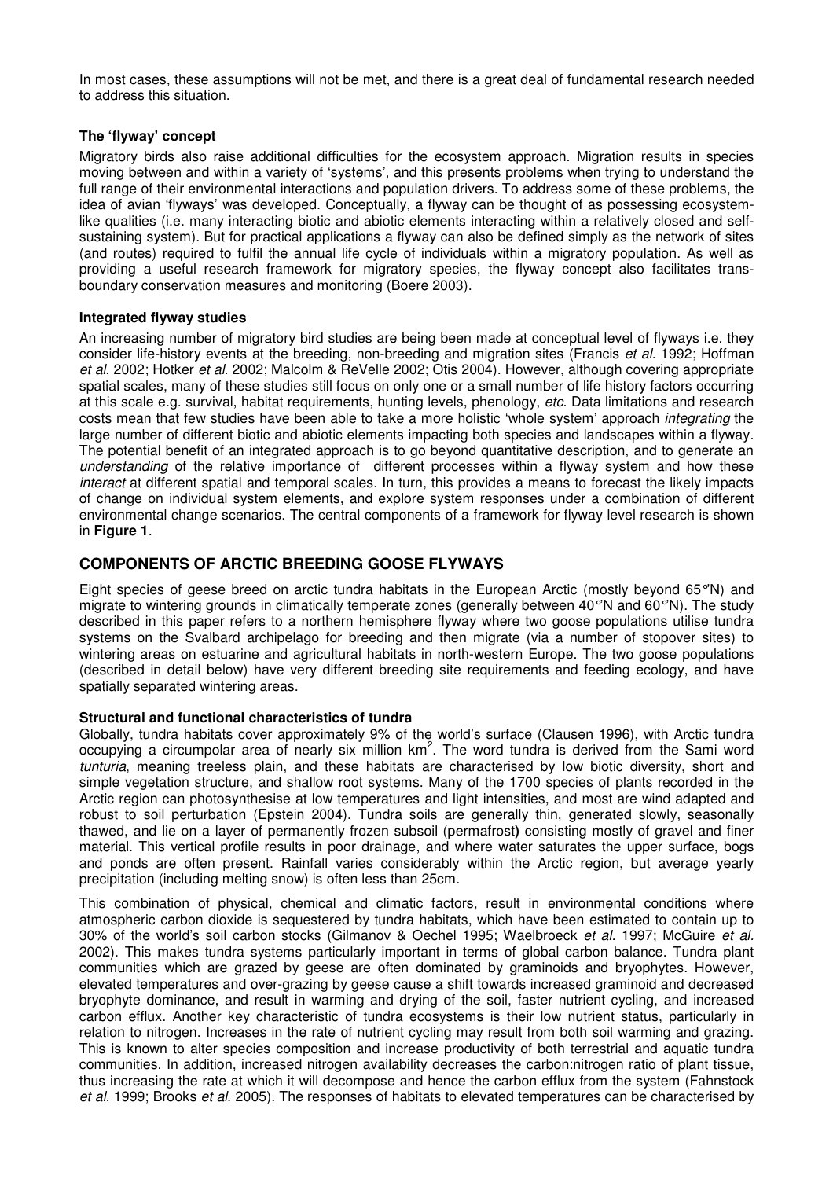In most cases, these assumptions will not be met, and there is a great deal of fundamental research needed to address this situation.

**The 'flyway' concept**

Migratory birds also raise additional difficulties for the ecosystem approach. Migration results in species moving between and within a variety of 'systems', and this presents problems when trying to understand the full range of their environmental interactions and population drivers. To address some of these problems, the idea of avian 'flyways' was developed. Conceptually, a flyway can be thought of as possessing ecosystem-like qualities (i.e. many interacting biotic and abiotic elements interacting within a relatively closed and self-sustaining system). But for practical applications a flyway can also be defined simply as the network of sites (and routes) required to fulfil the annual life cycle of individuals within a migratory population. As well as providing a useful research framework for migratory species, the flyway concept also facilitates trans-boundary conservation measures and monitoring (Boere 2003).

**Integrated flyway studies**

An increasing number of migratory bird studies are being been made at conceptual level of flyways i.e. they consider life-history events at the breeding, non-breeding and migration sites (Francis *et al.* 1992; Hoffman *et al.* 2002; Hotker *et al.* 2002; Malcolm & ReVelle 2002; Otis 2004). However, although covering appropriate spatial scales, many of these studies still focus on only one or a small number of life history factors occurring at this scale e.g. survival, habitat requirements, hunting levels, phenology, *etc*. Data limitations and research costs mean that few studies have been able to take a more holistic 'whole system' approach *integrating* the large number of different biotic and abiotic elements impacting both species and landscapes within a flyway. The potential benefit of an integrated approach is to go beyond quantitative description, and to generate an *understanding* of the relative importance of different processes within a flyway system and how these *interact* at different spatial and temporal scales. In turn, this provides a means to forecast the likely impacts of change on individual system elements, and explore system responses under a combination of different environmental change scenarios. The central components of a framework for flyway level research is shown in **Figure 1**.

## COMPONENTS OF ARCTIC BREEDING GOOSE FLYWAYS

Eight species of geese breed on arctic tundra habitats in the European Arctic (mostly beyond 65°N) and migrate to wintering grounds in climatically temperate zones (generally between 40°N and 60°N). The study described in this paper refers to a northern hemisphere flyway where two goose populations utilise tundra systems on the Svalbard archipelago for breeding and then migrate (via a number of stopover sites) to wintering areas on estuarine and agricultural habitats in north-western Europe. The two goose populations (described in detail below) have very different breeding site requirements and feeding ecology, and have spatially separated wintering areas.

**Structural and functional characteristics of tundra**

Globally, tundra habitats cover approximately 9% of the world's surface (Clausen 1996), with Arctic tundra occupying a circumpolar area of nearly six million km$^2$. The word tundra is derived from the Sami word *tunturia*, meaning treeless plain, and these habitats are characterised by low biotic diversity, short and simple vegetation structure, and shallow root systems. Many of the 1700 species of plants recorded in the Arctic region can photosynthesise at low temperatures and light intensities, and most are wind adapted and robust to soil perturbation (Epstein 2004). Tundra soils are generally thin, generated slowly, seasonally thawed, and lie on a layer of permanently frozen subsoil (permafrost) consisting mostly of gravel and finer material. This vertical profile results in poor drainage, and where water saturates the upper surface, bogs and ponds are often present. Rainfall varies considerably within the Arctic region, but average yearly precipitation (including melting snow) is often less than 25cm.

This combination of physical, chemical and climatic factors, result in environmental conditions where atmospheric carbon dioxide is sequestered by tundra habitats, which have been estimated to contain up to 30% of the world's soil carbon stocks (Gilmanov & Oechel 1995; Waelbroeck *et al.* 1997; McGuire *et al.* 2002). This makes tundra systems particularly important in terms of global carbon balance. Tundra plant communities which are grazed by geese are often dominated by graminoids and bryophytes. However, elevated temperatures and over-grazing by geese cause a shift towards increased graminoid and decreased bryophyte dominance, and result in warming and drying of the soil, faster nutrient cycling, and increased carbon efflux. Another key characteristic of tundra ecosystems is their low nutrient status, particularly in relation to nitrogen. Increases in the rate of nutrient cycling may result from both soil warming and grazing. This is known to alter species composition and increase productivity of both terrestrial and aquatic tundra communities. In addition, increased nitrogen availability decreases the carbon:nitrogen ratio of plant tissue, thus increasing the rate at which it will decompose and hence the carbon efflux from the system (Fahnstock *et al.* 1999; Brooks *et al.* 2005). The responses of habitats to elevated temperatures can be characterised by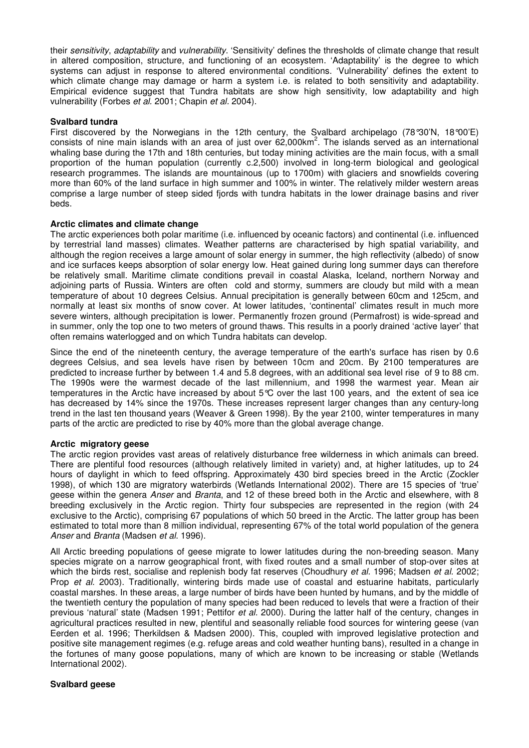their *sensitivity*, *adaptability* and *vulnerability*. 'Sensitivity' defines the thresholds of climate change that result in altered composition, structure, and functioning of an ecosystem. 'Adaptability' is the degree to which systems can adjust in response to altered environmental conditions. 'Vulnerability' defines the extent to which climate change may damage or harm a system i.e. is related to both sensitivity and adaptability. Empirical evidence suggest that Tundra habitats are show high sensitivity, low adaptability and high vulnerability (Forbes *et al.* 2001; Chapin *et al.* 2004).

**Svalbard tundra**

First discovered by the Norwegians in the 12th century, the Svalbard archipelago (78°30'N, 18°00'E) consists of nine main islands with an area of just over 62,000km$^2$. The islands served as an international whaling base during the 17th and 18th centuries, but today mining activities are the main focus, with a small proportion of the human population (currently c.2,500) involved in long-term biological and geological research programmes. The islands are mountainous (up to 1700m) with glaciers and snowfields covering more than 60% of the land surface in high summer and 100% in winter. The relatively milder western areas comprise a large number of steep sided fjords with tundra habitats in the lower drainage basins and river beds.

**Arctic climates and climate change**

The arctic experiences both polar maritime (i.e. influenced by oceanic factors) and continental (i.e. influenced by terrestrial land masses) climates. Weather patterns are characterised by high spatial variability, and although the region receives a large amount of solar energy in summer, the high reflectivity (albedo) of snow and ice surfaces keeps absorption of solar energy low. Heat gained during long summer days can therefore be relatively small. Maritime climate conditions prevail in coastal Alaska, Iceland, northern Norway and adjoining parts of Russia. Winters are often cold and stormy, summers are cloudy but mild with a mean temperature of about 10 degrees Celsius. Annual precipitation is generally between 60cm and 125cm, and normally at least six months of snow cover. At lower latitudes, 'continental' climates result in much more severe winters, although precipitation is lower. Permanently frozen ground (Permafrost) is wide-spread and in summer, only the top one to two meters of ground thaws. This results in a poorly drained 'active layer' that often remains waterlogged and on which Tundra habitats can develop.

Since the end of the nineteenth century, the average temperature of the earth's surface has risen by 0.6 degrees Celsius, and sea levels have risen by between 10cm and 20cm. By 2100 temperatures are predicted to increase further by between 1.4 and 5.8 degrees, with an additional sea level rise of 9 to 88 cm. The 1990s were the warmest decade of the last millennium, and 1998 the warmest year. Mean air temperatures in the Arctic have increased by about 5°C over the last 100 years, and the extent of sea ice has decreased by 14% since the 1970s. These increases represent larger changes than any century-long trend in the last ten thousand years (Weaver & Green 1998). By the year 2100, winter temperatures in many parts of the arctic are predicted to rise by 40% more than the global average change.

**Arctic migratory geese**

The arctic region provides vast areas of relatively disturbance free wilderness in which animals can breed. There are plentiful food resources (although relatively limited in variety) and, at higher latitudes, up to 24 hours of daylight in which to feed offspring. Approximately 430 bird species breed in the Arctic (Zockler 1998), of which 130 are migratory waterbirds (Wetlands International 2002). There are 15 species of 'true' geese within the genera *Anser* and *Branta*, and 12 of these breed both in the Arctic and elsewhere, with 8 breeding exclusively in the Arctic region. Thirty four subspecies are represented in the region (with 24 exclusive to the Arctic), comprising 67 populations of which 50 breed in the Arctic. The latter group has been estimated to total more than 8 million individual, representing 67% of the total world population of the genera *Anser* and *Branta* (Madsen *et al.* 1996).

All Arctic breeding populations of geese migrate to lower latitudes during the non-breeding season. Many species migrate on a narrow geographical front, with fixed routes and a small number of stop-over sites at which the birds rest, socialise and replenish body fat reserves (Choudhury *et al.* 1996; Madsen *et al.* 2002; Prop *et al.* 2003). Traditionally, wintering birds made use of coastal and estuarine habitats, particularly coastal marshes. In these areas, a large number of birds have been hunted by humans, and by the middle of the twentieth century the population of many species had been reduced to levels that were a fraction of their previous 'natural' state (Madsen 1991; Pettifor *et al.* 2000). During the latter half of the century, changes in agricultural practices resulted in new, plentiful and seasonally reliable food sources for wintering geese (van Eerden et al. 1996; Therkildsen & Madsen 2000). This, coupled with improved legislative protection and positive site management regimes (e.g. refuge areas and cold weather hunting bans), resulted in a change in the fortunes of many goose populations, many of which are known to be increasing or stable (Wetlands International 2002).

**Svalbard geese**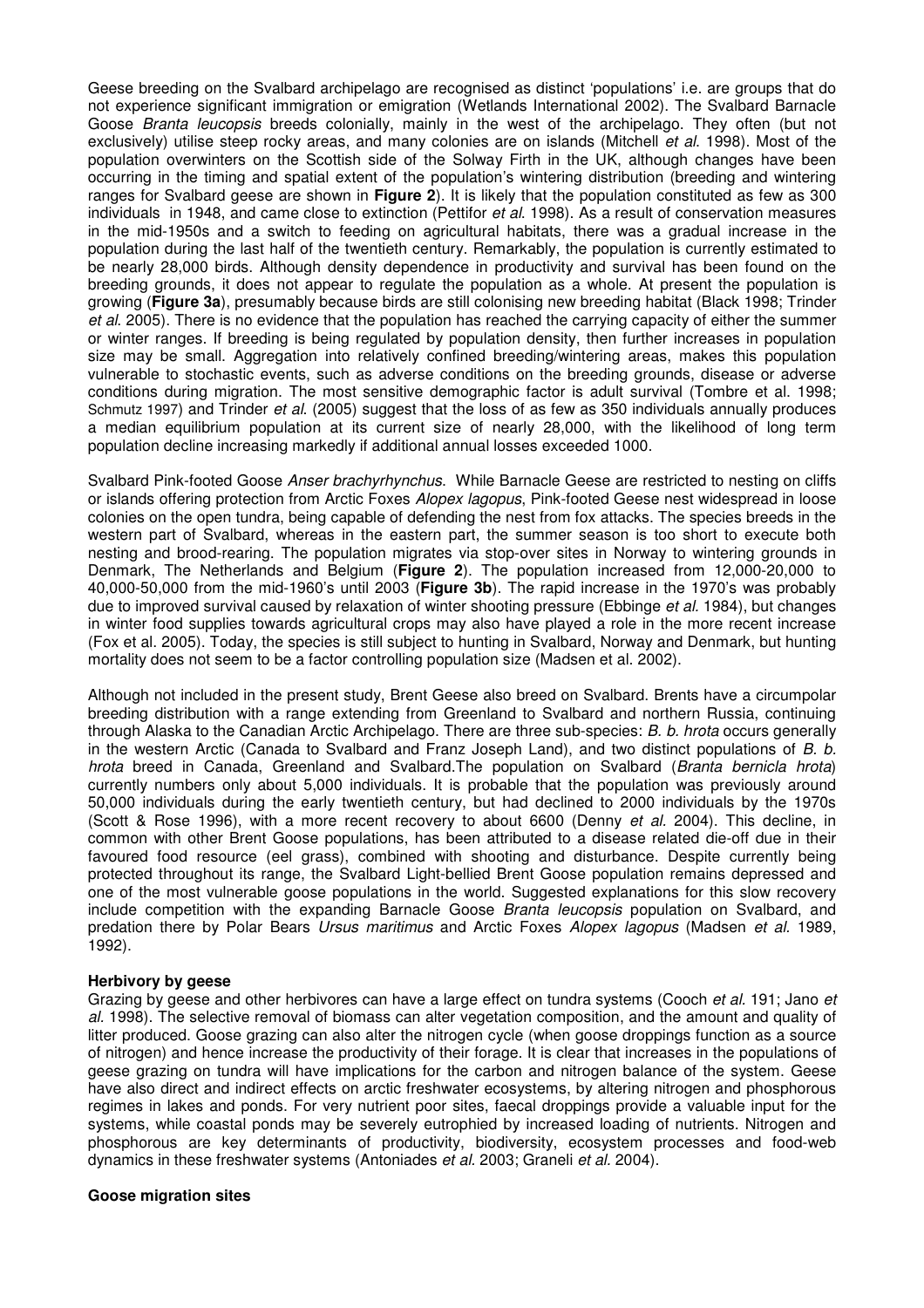Geese breeding on the Svalbard archipelago are recognised as distinct 'populations' i.e. are groups that do not experience significant immigration or emigration (Wetlands International 2002). The Svalbard Barnacle Goose *Branta leucopsis* breeds colonially, mainly in the west of the archipelago. They often (but not exclusively) utilise steep rocky areas, and many colonies are on islands (Mitchell *et al*. 1998). Most of the population overwinters on the Scottish side of the Solway Firth in the UK, although changes have been occurring in the timing and spatial extent of the population's wintering distribution (breeding and wintering ranges for Svalbard geese are shown in **Figure 2**). It is likely that the population constituted as few as 300 individuals in 1948, and came close to extinction (Pettifor *et al*. 1998). As a result of conservation measures in the mid-1950s and a switch to feeding on agricultural habitats, there was a gradual increase in the population during the last half of the twentieth century. Remarkably, the population is currently estimated to be nearly 28,000 birds. Although density dependence in productivity and survival has been found on the breeding grounds, it does not appear to regulate the population as a whole. At present the population is growing (**Figure 3a**), presumably because birds are still colonising new breeding habitat (Black 1998; Trinder *et al*. 2005). There is no evidence that the population has reached the carrying capacity of either the summer or winter ranges. If breeding is being regulated by population density, then further increases in population size may be small. Aggregation into relatively confined breeding/wintering areas, makes this population vulnerable to stochastic events, such as adverse conditions on the breeding grounds, disease or adverse conditions during migration. The most sensitive demographic factor is adult survival (Tombre et al. 1998; Schmutz 1997) and Trinder *et al*. (2005) suggest that the loss of as few as 350 individuals annually produces a median equilibrium population at its current size of nearly 28,000, with the likelihood of long term population decline increasing markedly if additional annual losses exceeded 1000.

Svalbard Pink-footed Goose *Anser brachyrhynchus*. While Barnacle Geese are restricted to nesting on cliffs or islands offering protection from Arctic Foxes *Alopex lagopus*, Pink-footed Geese nest widespread in loose colonies on the open tundra, being capable of defending the nest from fox attacks. The species breeds in the western part of Svalbard, whereas in the eastern part, the summer season is too short to execute both nesting and brood-rearing. The population migrates via stop-over sites in Norway to wintering grounds in Denmark, The Netherlands and Belgium (**Figure 2**). The population increased from 12,000-20,000 to 40,000-50,000 from the mid-1960's until 2003 (**Figure 3b**). The rapid increase in the 1970's was probably due to improved survival caused by relaxation of winter shooting pressure (Ebbinge *et al.* 1984), but changes in winter food supplies towards agricultural crops may also have played a role in the more recent increase (Fox et al. 2005). Today, the species is still subject to hunting in Svalbard, Norway and Denmark, but hunting mortality does not seem to be a factor controlling population size (Madsen et al. 2002).

Although not included in the present study, Brent Geese also breed on Svalbard. Brents have a circumpolar breeding distribution with a range extending from Greenland to Svalbard and northern Russia, continuing through Alaska to the Canadian Arctic Archipelago. There are three sub-species: *B. b. hrota* occurs generally in the western Arctic (Canada to Svalbard and Franz Joseph Land), and two distinct populations of *B. b. hrota* breed in Canada, Greenland and Svalbard.The population on Svalbard (*Branta bernicla hrota*) currently numbers only about 5,000 individuals. It is probable that the population was previously around 50,000 individuals during the early twentieth century, but had declined to 2000 individuals by the 1970s (Scott & Rose 1996), with a more recent recovery to about 6600 (Denny *et al*. 2004). This decline, in common with other Brent Goose populations, has been attributed to a disease related die-off due in their favoured food resource (eel grass), combined with shooting and disturbance. Despite currently being protected throughout its range, the Svalbard Light-bellied Brent Goose population remains depressed and one of the most vulnerable goose populations in the world. Suggested explanations for this slow recovery include competition with the expanding Barnacle Goose *Branta leucopsis* population on Svalbard, and predation there by Polar Bears *Ursus maritimus* and Arctic Foxes *Alopex lagopus* (Madsen *et al.* 1989, 1992).

**Herbivory by geese**

Grazing by geese and other herbivores can have a large effect on tundra systems (Cooch *et al.* 191; Jano *et al*. 1998). The selective removal of biomass can alter vegetation composition, and the amount and quality of litter produced. Goose grazing can also alter the nitrogen cycle (when goose droppings function as a source of nitrogen) and hence increase the productivity of their forage. It is clear that increases in the populations of geese grazing on tundra will have implications for the carbon and nitrogen balance of the system. Geese have also direct and indirect effects on arctic freshwater ecosystems, by altering nitrogen and phosphorous regimes in lakes and ponds. For very nutrient poor sites, faecal droppings provide a valuable input for the systems, while coastal ponds may be severely eutrophied by increased loading of nutrients. Nitrogen and phosphorous are key determinants of productivity, biodiversity, ecosystem processes and food-web dynamics in these freshwater systems (Antoniades *et al.* 2003; Graneli *et al.* 2004).

**Goose migration sites**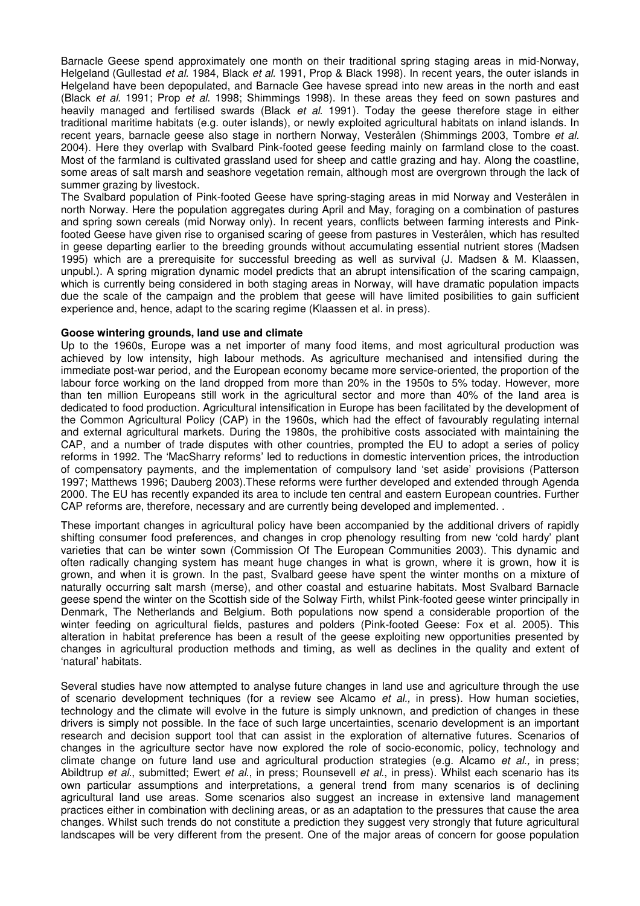Barnacle Geese spend approximately one month on their traditional spring staging areas in mid-Norway, Helgeland (Gullestad *et al.* 1984, Black *et al.* 1991, Prop & Black 1998). In recent years, the outer islands in Helgeland have been depopulated, and Barnacle Gee havese spread into new areas in the north and east (Black *et al.* 1991; Prop *et al.* 1998; Shimmings 1998). In these areas they feed on sown pastures and heavily managed and fertilised swards (Black *et al.* 1991). Today the geese therefore stage in either traditional maritime habitats (e.g. outer islands), or newly exploited agricultural habitats on inland islands. In recent years, barnacle geese also stage in northern Norway, Vesterålen (Shimmings 2003, Tombre *et al.* 2004). Here they overlap with Svalbard Pink-footed geese feeding mainly on farmland close to the coast. Most of the farmland is cultivated grassland used for sheep and cattle grazing and hay. Along the coastline, some areas of salt marsh and seashore vegetation remain, although most are overgrown through the lack of summer grazing by livestock.

The Svalbard population of Pink-footed Geese have spring-staging areas in mid Norway and Vesterålen in north Norway. Here the population aggregates during April and May, foraging on a combination of pastures and spring sown cereals (mid Norway only). In recent years, conflicts between farming interests and Pink-footed Geese have given rise to organised scaring of geese from pastures in Vesterålen, which has resulted in geese departing earlier to the breeding grounds without accumulating essential nutrient stores (Madsen 1995) which are a prerequisite for successful breeding as well as survival (J. Madsen & M. Klaassen, unpubl.). A spring migration dynamic model predicts that an abrupt intensification of the scaring campaign, which is currently being considered in both staging areas in Norway, will have dramatic population impacts due the scale of the campaign and the problem that geese will have limited posibilities to gain sufficient experience and, hence, adapt to the scaring regime (Klaassen et al. in press).

**Goose wintering grounds, land use and climate**

Up to the 1960s, Europe was a net importer of many food items, and most agricultural production was achieved by low intensity, high labour methods. As agriculture mechanised and intensified during the immediate post-war period, and the European economy became more service-oriented, the proportion of the labour force working on the land dropped from more than 20% in the 1950s to 5% today. However, more than ten million Europeans still work in the agricultural sector and more than 40% of the land area is dedicated to food production. Agricultural intensification in Europe has been facilitated by the development of the Common Agricultural Policy (CAP) in the 1960s, which had the effect of favourably regulating internal and external agricultural markets. During the 1980s, the prohibitive costs associated with maintaining the CAP, and a number of trade disputes with other countries, prompted the EU to adopt a series of policy reforms in 1992. The 'MacSharry reforms' led to reductions in domestic intervention prices, the introduction of compensatory payments, and the implementation of compulsory land 'set aside' provisions (Patterson 1997; Matthews 1996; Dauberg 2003).These reforms were further developed and extended through Agenda 2000. The EU has recently expanded its area to include ten central and eastern European countries. Further CAP reforms are, therefore, necessary and are currently being developed and implemented. .

These important changes in agricultural policy have been accompanied by the additional drivers of rapidly shifting consumer food preferences, and changes in crop phenology resulting from new 'cold hardy' plant varieties that can be winter sown (Commission Of The European Communities 2003). This dynamic and often radically changing system has meant huge changes in what is grown, where it is grown, how it is grown, and when it is grown. In the past, Svalbard geese have spent the winter months on a mixture of naturally occurring salt marsh (merse), and other coastal and estuarine habitats. Most Svalbard Barnacle geese spend the winter on the Scottish side of the Solway Firth, whilst Pink-footed geese winter principally in Denmark, The Netherlands and Belgium. Both populations now spend a considerable proportion of the winter feeding on agricultural fields, pastures and polders (Pink-footed Geese: Fox et al. 2005). This alteration in habitat preference has been a result of the geese exploiting new opportunities presented by changes in agricultural production methods and timing, as well as declines in the quality and extent of 'natural' habitats.

Several studies have now attempted to analyse future changes in land use and agriculture through the use of scenario development techniques (for a review see Alcamo *et al.,* in press). How human societies, technology and the climate will evolve in the future is simply unknown, and prediction of changes in these drivers is simply not possible. In the face of such large uncertainties, scenario development is an important research and decision support tool that can assist in the exploration of alternative futures. Scenarios of changes in the agriculture sector have now explored the role of socio-economic, policy, technology and climate change on future land use and agricultural production strategies (e.g. Alcamo *et al.,* in press; Abildtrup *et al*., submitted; Ewert *et al*., in press; Rounsevell *et al*., in press). Whilst each scenario has its own particular assumptions and interpretations, a general trend from many scenarios is of declining agricultural land use areas. Some scenarios also suggest an increase in extensive land management practices either in combination with declining areas, or as an adaptation to the pressures that cause the area changes. Whilst such trends do not constitute a prediction they suggest very strongly that future agricultural landscapes will be very different from the present. One of the major areas of concern for goose population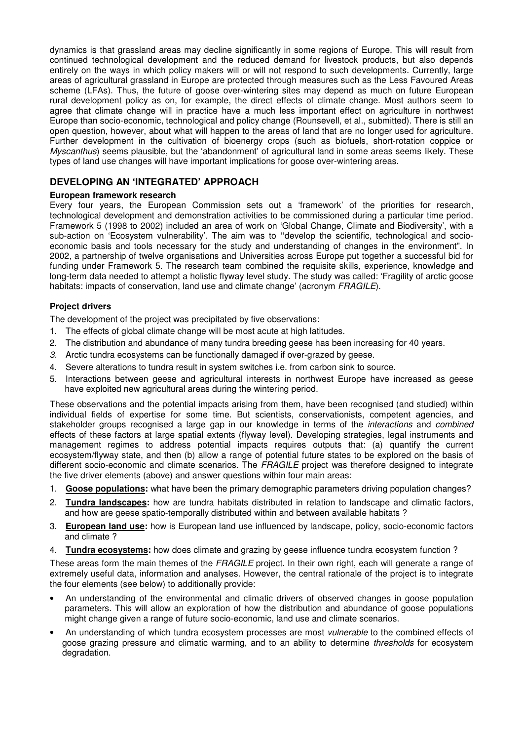dynamics is that grassland areas may decline significantly in some regions of Europe. This will result from continued technological development and the reduced demand for livestock products, but also depends entirely on the ways in which policy makers will or will not respond to such developments. Currently, large areas of agricultural grassland in Europe are protected through measures such as the Less Favoured Areas scheme (LFAs). Thus, the future of goose over-wintering sites may depend as much on future European rural development policy as on, for example, the direct effects of climate change. Most authors seem to agree that climate change will in practice have a much less important effect on agriculture in northwest Europe than socio-economic, technological and policy change (Rounsevell, et al., submitted). There is still an open question, however, about what will happen to the areas of land that are no longer used for agriculture. Further development in the cultivation of bioenergy crops (such as biofuels, short-rotation coppice or *Myscanthus*) seems plausible, but the 'abandonment' of agricultural land in some areas seems likely. These types of land use changes will have important implications for goose over-wintering areas.

## DEVELOPING AN 'INTEGRATED' APPROACH

### European framework research

Every four years, the European Commission sets out a 'framework' of the priorities for research, technological development and demonstration activities to be commissioned during a particular time period. Framework 5 (1998 to 2002) included an area of work on 'Global Change, Climate and Biodiversity', with a sub-action on 'Ecosystem vulnerability'. The aim was to **"**develop the scientific, technological and socio-economic basis and tools necessary for the study and understanding of changes in the environment". In 2002, a partnership of twelve organisations and Universities across Europe put together a successful bid for funding under Framework 5. The research team combined the requisite skills, experience, knowledge and long-term data needed to attempt a holistic flyway level study. The study was called: 'Fragility of arctic goose habitats: impacts of conservation, land use and climate change' (acronym *FRAGILE*).

### Project drivers

The development of the project was precipitated by five observations:

1. The effects of global climate change will be most acute at high latitudes.
2. The distribution and abundance of many tundra breeding geese has been increasing for 40 years.
3. Arctic tundra ecosystems can be functionally damaged if over-grazed by geese.
4. Severe alterations to tundra result in system switches i.e. from carbon sink to source.
5. Interactions between geese and agricultural interests in northwest Europe have increased as geese have exploited new agricultural areas during the wintering period.

These observations and the potential impacts arising from them, have been recognised (and studied) within individual fields of expertise for some time. But scientists, conservationists, competent agencies, and stakeholder groups recognised a large gap in our knowledge in terms of the *interactions* and *combined* effects of these factors at large spatial extents (flyway level). Developing strategies, legal instruments and management regimes to address potential impacts requires outputs that: (a) quantify the current ecosystem/flyway state, and then (b) allow a range of potential future states to be explored on the basis of different socio-economic and climate scenarios. The *FRAGILE* project was therefore designed to integrate the five driver elements (above) and answer questions within four main areas:

1. **Goose populations:** what have been the primary demographic parameters driving population changes?
2. **Tundra landscapes:** how are tundra habitats distributed in relation to landscape and climatic factors, and how are geese spatio-temporally distributed within and between available habitats ?
3. **European land use:** how is European land use influenced by landscape, policy, socio-economic factors and climate ?
4. **Tundra ecosystems:** how does climate and grazing by geese influence tundra ecosystem function ?

These areas form the main themes of the *FRAGILE* project. In their own right, each will generate a range of extremely useful data, information and analyses. However, the central rationale of the project is to integrate the four elements (see below) to additionally provide:

- An understanding of the environmental and climatic drivers of observed changes in goose population parameters. This will allow an exploration of how the distribution and abundance of goose populations might change given a range of future socio-economic, land use and climate scenarios.
- An understanding of which tundra ecosystem processes are most *vulnerable* to the combined effects of goose grazing pressure and climatic warming, and to an ability to determine *thresholds* for ecosystem degradation.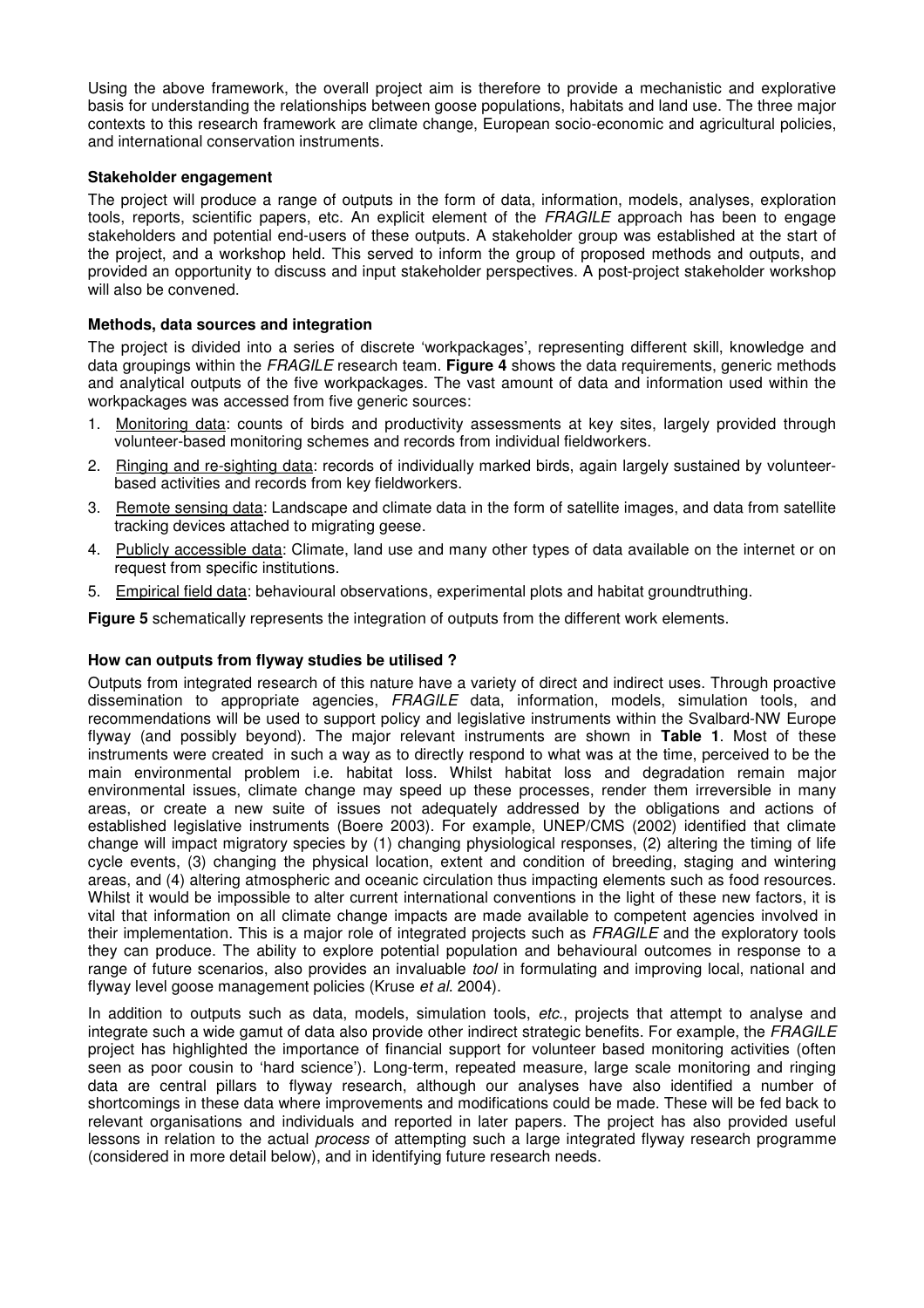Using the above framework, the overall project aim is therefore to provide a mechanistic and explorative basis for understanding the relationships between goose populations, habitats and land use. The three major contexts to this research framework are climate change, European socio-economic and agricultural policies, and international conservation instruments.

### Stakeholder engagement

The project will produce a range of outputs in the form of data, information, models, analyses, exploration tools, reports, scientific papers, etc. An explicit element of the *FRAGILE* approach has been to engage stakeholders and potential end-users of these outputs. A stakeholder group was established at the start of the project, and a workshop held. This served to inform the group of proposed methods and outputs, and provided an opportunity to discuss and input stakeholder perspectives. A post-project stakeholder workshop will also be convened.

### Methods, data sources and integration

The project is divided into a series of discrete 'workpackages', representing different skill, knowledge and data groupings within the *FRAGILE* research team. **Figure 4** shows the data requirements, generic methods and analytical outputs of the five workpackages. The vast amount of data and information used within the workpackages was accessed from five generic sources:

1. Monitoring data: counts of birds and productivity assessments at key sites, largely provided through volunteer-based monitoring schemes and records from individual fieldworkers.
2. Ringing and re-sighting data: records of individually marked birds, again largely sustained by volunteer-based activities and records from key fieldworkers.
3. Remote sensing data: Landscape and climate data in the form of satellite images, and data from satellite tracking devices attached to migrating geese.
4. Publicly accessible data: Climate, land use and many other types of data available on the internet or on request from specific institutions.
5. Empirical field data: behavioural observations, experimental plots and habitat groundtruthing.

**Figure 5** schematically represents the integration of outputs from the different work elements.

### How can outputs from flyway studies be utilised ?

Outputs from integrated research of this nature have a variety of direct and indirect uses. Through proactive dissemination to appropriate agencies, *FRAGILE* data, information, models, simulation tools, and recommendations will be used to support policy and legislative instruments within the Svalbard-NW Europe flyway (and possibly beyond). The major relevant instruments are shown in **Table 1**. Most of these instruments were created in such a way as to directly respond to what was at the time, perceived to be the main environmental problem i.e. habitat loss. Whilst habitat loss and degradation remain major environmental issues, climate change may speed up these processes, render them irreversible in many areas, or create a new suite of issues not adequately addressed by the obligations and actions of established legislative instruments (Boere 2003). For example, UNEP/CMS (2002) identified that climate change will impact migratory species by (1) changing physiological responses, (2) altering the timing of life cycle events, (3) changing the physical location, extent and condition of breeding, staging and wintering areas, and (4) altering atmospheric and oceanic circulation thus impacting elements such as food resources. Whilst it would be impossible to alter current international conventions in the light of these new factors, it is vital that information on all climate change impacts are made available to competent agencies involved in their implementation. This is a major role of integrated projects such as *FRAGILE* and the exploratory tools they can produce. The ability to explore potential population and behavioural outcomes in response to a range of future scenarios, also provides an invaluable *tool* in formulating and improving local, national and flyway level goose management policies (Kruse *et al.* 2004).

In addition to outputs such as data, models, simulation tools, *etc.*, projects that attempt to analyse and integrate such a wide gamut of data also provide other indirect strategic benefits. For example, the *FRAGILE* project has highlighted the importance of financial support for volunteer based monitoring activities (often seen as poor cousin to 'hard science'). Long-term, repeated measure, large scale monitoring and ringing data are central pillars to flyway research, although our analyses have also identified a number of shortcomings in these data where improvements and modifications could be made. These will be fed back to relevant organisations and individuals and reported in later papers. The project has also provided useful lessons in relation to the actual *process* of attempting such a large integrated flyway research programme (considered in more detail below), and in identifying future research needs.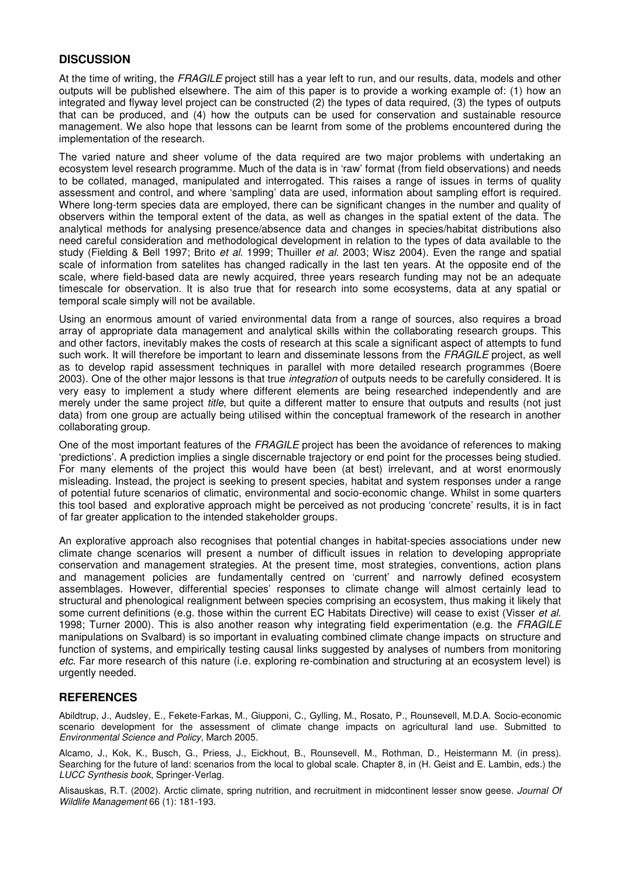## DISCUSSION

At the time of writing, the *FRAGILE* project still has a year left to run, and our results, data, models and other outputs will be published elsewhere. The aim of this paper is to provide a working example of: (1) how an integrated and flyway level project can be constructed (2) the types of data required, (3) the types of outputs that can be produced, and (4) how the outputs can be used for conservation and sustainable resource management. We also hope that lessons can be learnt from some of the problems encountered during the implementation of the research.

The varied nature and sheer volume of the data required are two major problems with undertaking an ecosystem level research programme. Much of the data is in 'raw' format (from field observations) and needs to be collated, managed, manipulated and interrogated. This raises a range of issues in terms of quality assessment and control, and where 'sampling' data are used, information about sampling effort is required. Where long-term species data are employed, there can be significant changes in the number and quality of observers within the temporal extent of the data, as well as changes in the spatial extent of the data. The analytical methods for analysing presence/absence data and changes in species/habitat distributions also need careful consideration and methodological development in relation to the types of data available to the study (Fielding & Bell 1997; Brito *et al.* 1999; Thuiller *et al.* 2003; Wisz 2004). Even the range and spatial scale of information from satelites has changed radically in the last ten years. At the opposite end of the scale, where field-based data are newly acquired, three years research funding may not be an adequate timescale for observation. It is also true that for research into some ecosystems, data at any spatial or temporal scale simply will not be available.

Using an enormous amount of varied environmental data from a range of sources, also requires a broad array of appropriate data management and analytical skills within the collaborating research groups. This and other factors, inevitably makes the costs of research at this scale a significant aspect of attempts to fund such work. It will therefore be important to learn and disseminate lessons from the *FRAGILE* project, as well as to develop rapid assessment techniques in parallel with more detailed research programmes (Boere 2003). One of the other major lessons is that true *integration* of outputs needs to be carefully considered. It is very easy to implement a study where different elements are being researched independently and are merely under the same project *title*, but quite a different matter to ensure that outputs and results (not just data) from one group are actually being utilised within the conceptual framework of the research in another collaborating group.

One of the most important features of the *FRAGILE* project has been the avoidance of references to making 'predictions'. A prediction implies a single discernable trajectory or end point for the processes being studied. For many elements of the project this would have been (at best) irrelevant, and at worst enormously misleading. Instead, the project is seeking to present species, habitat and system responses under a range of potential future scenarios of climatic, environmental and socio-economic change. Whilst in some quarters this tool based and explorative approach might be perceived as not producing 'concrete' results, it is in fact of far greater application to the intended stakeholder groups.

An explorative approach also recognises that potential changes in habitat-species associations under new climate change scenarios will present a number of difficult issues in relation to developing appropriate conservation and management strategies. At the present time, most strategies, conventions, action plans and management policies are fundamentally centred on 'current' and narrowly defined ecosystem assemblages. However, differential species' responses to climate change will almost certainly lead to structural and phenological realignment between species comprising an ecosystem, thus making it likely that some current definitions (e.g. those within the current EC Habitats Directive) will cease to exist (Visser *et al.* 1998; Turner 2000). This is also another reason why integrating field experimentation (e.g. the *FRAGILE* manipulations on Svalbard) is so important in evaluating combined climate change impacts on structure and function of systems, and empirically testing causal links suggested by analyses of numbers from monitoring *etc.* Far more research of this nature (i.e. exploring re-combination and structuring at an ecosystem level) is urgently needed.

## REFERENCES

Abildtrup, J., Audsley, E., Fekete-Farkas, M., Giupponi, C., Gylling, M., Rosato, P., Rounsevell, M.D.A. Socio-economic scenario development for the assessment of climate change impacts on agricultural land use. Submitted to *Environmental Science and Policy*, March 2005.

Alcamo, J., Kok, K., Busch, G., Priess, J., Eickhout, B., Rounsevell, M., Rothman, D., Heistermann M. (in press). Searching for the future of land: scenarios from the local to global scale. Chapter 8, in (H. Geist and E. Lambin, eds.) the *LUCC Synthesis book*, Springer-Verlag.

Alisauskas, R.T. (2002). Arctic climate, spring nutrition, and recruitment in midcontinent lesser snow geese. *Journal Of Wildlife Management* 66 (1): 181-193.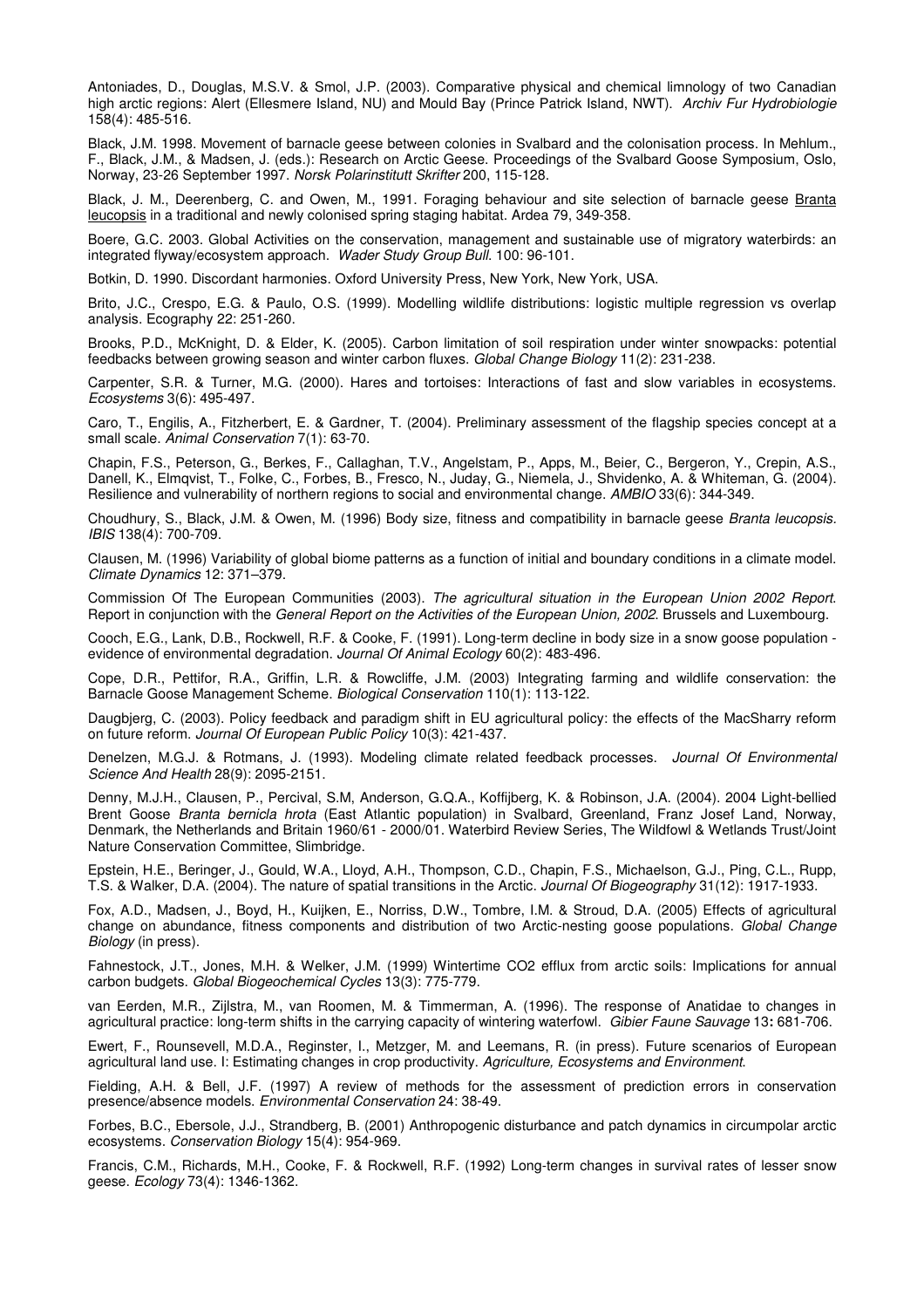Antoniades, D., Douglas, M.S.V. & Smol, J.P. (2003). Comparative physical and chemical limnology of two Canadian high arctic regions: Alert (Ellesmere Island, NU) and Mould Bay (Prince Patrick Island, NWT). *Archiv Fur Hydrobiologie* 158(4): 485-516.

Black, J.M. 1998. Movement of barnacle geese between colonies in Svalbard and the colonisation process. In Mehlum., F., Black, J.M., & Madsen, J. (eds.): Research on Arctic Geese. Proceedings of the Svalbard Goose Symposium, Oslo, Norway, 23-26 September 1997. *Norsk Polarinstitutt Skrifter* 200, 115-128.

Black, J. M., Deerenberg, C. and Owen, M., 1991. Foraging behaviour and site selection of barnacle geese Branta leucopsis in a traditional and newly colonised spring staging habitat. Ardea 79, 349-358.

Boere, G.C. 2003. Global Activities on the conservation, management and sustainable use of migratory waterbirds: an integrated flyway/ecosystem approach. *Wader Study Group Bull.* 100: 96-101.

Botkin, D. 1990. Discordant harmonies. Oxford University Press, New York, New York, USA.

Brito, J.C., Crespo, E.G. & Paulo, O.S. (1999). Modelling wildlife distributions: logistic multiple regression vs overlap analysis. Ecography 22: 251-260.

Brooks, P.D., McKnight, D. & Elder, K. (2005). Carbon limitation of soil respiration under winter snowpacks: potential feedbacks between growing season and winter carbon fluxes. *Global Change Biology* 11(2): 231-238.

Carpenter, S.R. & Turner, M.G. (2000). Hares and tortoises: Interactions of fast and slow variables in ecosystems. *Ecosystems* 3(6): 495-497.

Caro, T., Engilis, A., Fitzherbert, E. & Gardner, T. (2004). Preliminary assessment of the flagship species concept at a small scale. *Animal Conservation* 7(1): 63-70.

Chapin, F.S., Peterson, G., Berkes, F., Callaghan, T.V., Angelstam, P., Apps, M., Beier, C., Bergeron, Y., Crepin, A.S., Danell, K., Elmqvist, T., Folke, C., Forbes, B., Fresco, N., Juday, G., Niemela, J., Shvidenko, A. & Whiteman, G. (2004). Resilience and vulnerability of northern regions to social and environmental change. *AMBIO* 33(6): 344-349.

Choudhury, S., Black, J.M. & Owen, M. (1996) Body size, fitness and compatibility in barnacle geese *Branta leucopsis. IBIS* 138(4): 700-709.

Clausen, M. (1996) Variability of global biome patterns as a function of initial and boundary conditions in a climate model. *Climate Dynamics* 12: 371–379.

Commission Of The European Communities (2003). *The agricultural situation in the European Union 2002 Report*. Report in conjunction with the *General Report on the Activities of the European Union, 2002*. Brussels and Luxembourg.

Cooch, E.G., Lank, D.B., Rockwell, R.F. & Cooke, F. (1991). Long-term decline in body size in a snow goose population - evidence of environmental degradation. *Journal Of Animal Ecology* 60(2): 483-496.

Cope, D.R., Pettifor, R.A., Griffin, L.R. & Rowcliffe, J.M. (2003) Integrating farming and wildlife conservation: the Barnacle Goose Management Scheme. *Biological Conservation* 110(1): 113-122.

Daugbjerg, C. (2003). Policy feedback and paradigm shift in EU agricultural policy: the effects of the MacSharry reform on future reform. *Journal Of European Public Policy* 10(3): 421-437.

Denelzen, M.G.J. & Rotmans, J. (1993). Modeling climate related feedback processes. *Journal Of Environmental Science And Health* 28(9): 2095-2151.

Denny, M.J.H., Clausen, P., Percival, S.M, Anderson, G.Q.A., Koffijberg, K. & Robinson, J.A. (2004). 2004 Light-bellied Brent Goose *Branta bernicla hrota* (East Atlantic population) in Svalbard, Greenland, Franz Josef Land, Norway, Denmark, the Netherlands and Britain 1960/61 - 2000/01. Waterbird Review Series, The Wildfowl & Wetlands Trust/Joint Nature Conservation Committee, Slimbridge.

Epstein, H.E., Beringer, J., Gould, W.A., Lloyd, A.H., Thompson, C.D., Chapin, F.S., Michaelson, G.J., Ping, C.L., Rupp, T.S. & Walker, D.A. (2004). The nature of spatial transitions in the Arctic. *Journal Of Biogeography* 31(12): 1917-1933.

Fox, A.D., Madsen, J., Boyd, H., Kuijken, E., Norriss, D.W., Tombre, I.M. & Stroud, D.A. (2005) Effects of agricultural change on abundance, fitness components and distribution of two Arctic-nesting goose populations. *Global Change Biology* (in press).

Fahnestock, J.T., Jones, M.H. & Welker, J.M. (1999) Wintertime CO2 efflux from arctic soils: Implications for annual carbon budgets. *Global Biogeochemical Cycles* 13(3): 775-779.

van Eerden, M.R., Zijlstra, M., van Roomen, M. & Timmerman, A. (1996). The response of Anatidae to changes in agricultural practice: long-term shifts in the carrying capacity of wintering waterfowl. *Gibier Faune Sauvage* 13**:** 681-706.

Ewert, F., Rounsevell, M.D.A., Reginster, I., Metzger, M. and Leemans, R. (in press). Future scenarios of European agricultural land use. I: Estimating changes in crop productivity. *Agriculture, Ecosystems and Environment.*

Fielding, A.H. & Bell, J.F. (1997) A review of methods for the assessment of prediction errors in conservation presence/absence models. *Environmental Conservation* 24: 38-49.

Forbes, B.C., Ebersole, J.J., Strandberg, B. (2001) Anthropogenic disturbance and patch dynamics in circumpolar arctic ecosystems. *Conservation Biology* 15(4): 954-969.

Francis, C.M., Richards, M.H., Cooke, F. & Rockwell, R.F. (1992) Long-term changes in survival rates of lesser snow geese. *Ecology* 73(4): 1346-1362.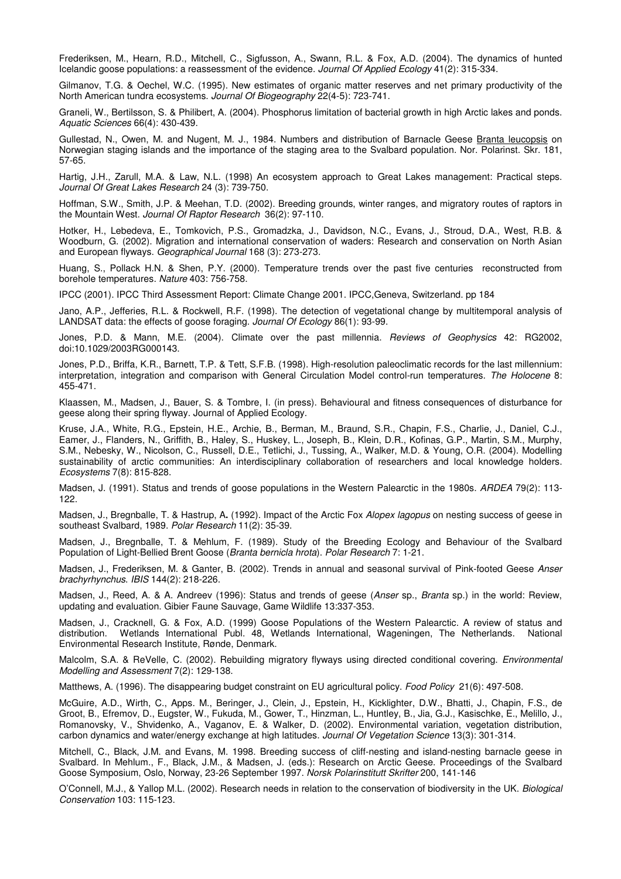Frederiksen, M., Hearn, R.D., Mitchell, C., Sigfusson, A., Swann, R.L. & Fox, A.D. (2004). The dynamics of hunted Icelandic goose populations: a reassessment of the evidence. *Journal Of Applied Ecology* 41(2): 315-334.

Gilmanov, T.G. & Oechel, W.C. (1995). New estimates of organic matter reserves and net primary productivity of the North American tundra ecosystems. *Journal Of Biogeography* 22(4-5): 723-741.

Graneli, W., Bertilsson, S. & Philibert, A. (2004). Phosphorus limitation of bacterial growth in high Arctic lakes and ponds. *Aquatic Sciences* 66(4): 430-439.

Gullestad, N., Owen, M. and Nugent, M. J., 1984. Numbers and distribution of Barnacle Geese Branta leucopsis on Norwegian staging islands and the importance of the staging area to the Svalbard population. Nor. Polarinst. Skr. 181, 57-65.

Hartig, J.H., Zarull, M.A. & Law, N.L. (1998) An ecosystem approach to Great Lakes management: Practical steps. *Journal Of Great Lakes Research* 24 (3): 739-750.

Hoffman, S.W., Smith, J.P. & Meehan, T.D. (2002). Breeding grounds, winter ranges, and migratory routes of raptors in the Mountain West. *Journal Of Raptor Research* 36(2): 97-110.

Hotker, H., Lebedeva, E., Tomkovich, P.S., Gromadzka, J., Davidson, N.C., Evans, J., Stroud, D.A., West, R.B. & Woodburn, G. (2002). Migration and international conservation of waders: Research and conservation on North Asian and European flyways. *Geographical Journal* 168 (3): 273-273.

Huang, S., Pollack H.N. & Shen, P.Y. (2000). Temperature trends over the past five centuries reconstructed from borehole temperatures. *Nature* 403: 756-758.

IPCC (2001). IPCC Third Assessment Report: Climate Change 2001. IPCC,Geneva, Switzerland. pp 184

Jano, A.P., Jefferies, R.L. & Rockwell, R.F. (1998). The detection of vegetational change by multitemporal analysis of LANDSAT data: the effects of goose foraging. *Journal Of Ecology* 86(1): 93-99.

Jones, P.D. & Mann, M.E. (2004). Climate over the past millennia. *Reviews of Geophysics* 42: RG2002, doi:10.1029/2003RG000143.

Jones, P.D., Briffa, K.R., Barnett, T.P. & Tett, S.F.B. (1998). High-resolution paleoclimatic records for the last millennium: interpretation, integration and comparison with General Circulation Model control-run temperatures. *The Holocene* 8: 455-471.

Klaassen, M., Madsen, J., Bauer, S. & Tombre, I. (in press). Behavioural and fitness consequences of disturbance for geese along their spring flyway. Journal of Applied Ecology.

Kruse, J.A., White, R.G., Epstein, H.E., Archie, B., Berman, M., Braund, S.R., Chapin, F.S., Charlie, J., Daniel, C.J., Eamer, J., Flanders, N., Griffith, B., Haley, S., Huskey, L., Joseph, B., Klein, D.R., Kofinas, G.P., Martin, S.M., Murphy, S.M., Nebesky, W., Nicolson, C., Russell, D.E., Tetlichi, J., Tussing, A., Walker, M.D. & Young, O.R. (2004). Modelling sustainability of arctic communities: An interdisciplinary collaboration of researchers and local knowledge holders. *Ecosystems* 7(8): 815-828.

Madsen, J. (1991). Status and trends of goose populations in the Western Palearctic in the 1980s. *ARDEA* 79(2): 113-122.

Madsen, J., Bregnballe, T. & Hastrup, A**.** (1992). Impact of the Arctic Fox *Alopex lagopus* on nesting success of geese in southeast Svalbard, 1989. *Polar Research* 11(2): 35-39.

Madsen, J., Bregnballe, T. & Mehlum, F. (1989). Study of the Breeding Ecology and Behaviour of the Svalbard Population of Light-Bellied Brent Goose (*Branta bernicla hrota*). *Polar Research* 7: 1-21.

Madsen, J., Frederiksen, M. & Ganter, B. (2002). Trends in annual and seasonal survival of Pink-footed Geese *Anser brachyrhynchus*. *IBIS* 144(2): 218-226.

Madsen, J., Reed, A. & A. Andreev (1996): Status and trends of geese (*Anser* sp., *Branta* sp.) in the world: Review, updating and evaluation. Gibier Faune Sauvage, Game Wildlife 13:337-353.

Madsen, J., Cracknell, G. & Fox, A.D. (1999) Goose Populations of the Western Palearctic. A review of status and distribution. Wetlands International Publ. 48, Wetlands International, Wageningen, The Netherlands. National Environmental Research Institute, Rønde, Denmark.

Malcolm, S.A. & ReVelle, C. (2002). Rebuilding migratory flyways using directed conditional covering. *Environmental Modelling and Assessment* 7(2): 129-138.

Matthews, A. (1996). The disappearing budget constraint on EU agricultural policy. *Food Policy* 21(6): 497-508.

McGuire, A.D., Wirth, C., Apps. M., Beringer, J., Clein, J., Epstein, H., Kicklighter, D.W., Bhatti, J., Chapin, F.S., de Groot, B., Efremov, D., Eugster, W., Fukuda, M., Gower, T., Hinzman, L., Huntley, B., Jia, G.J., Kasischke, E., Melillo, J., Romanovsky, V., Shvidenko, A., Vaganov, E. & Walker, D. (2002). Environmental variation, vegetation distribution, carbon dynamics and water/energy exchange at high latitudes. *Journal Of Vegetation Science* 13(3): 301-314.

Mitchell, C., Black, J.M. and Evans, M. 1998. Breeding success of cliff-nesting and island-nesting barnacle geese in Svalbard. In Mehlum., F., Black, J.M., & Madsen, J. (eds.): Research on Arctic Geese. Proceedings of the Svalbard Goose Symposium, Oslo, Norway, 23-26 September 1997. *Norsk Polarinstitutt Skrifter* 200, 141-146

O'Connell, M.J., & Yallop M.L. (2002). Research needs in relation to the conservation of biodiversity in the UK. *Biological Conservation* 103: 115-123.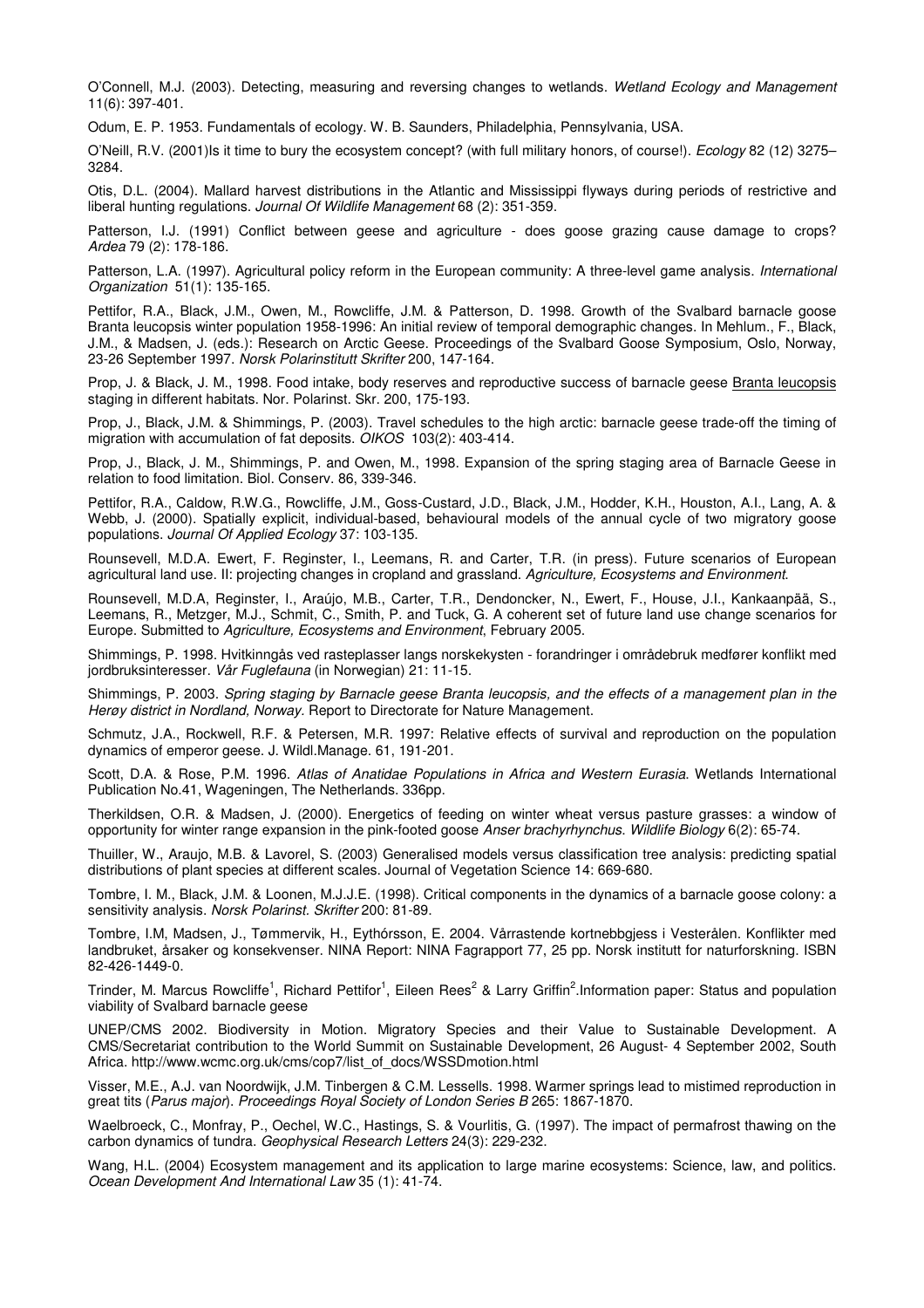O'Connell, M.J. (2003). Detecting, measuring and reversing changes to wetlands. *Wetland Ecology and Management* 11(6): 397-401.

Odum, E. P. 1953. Fundamentals of ecology. W. B. Saunders, Philadelphia, Pennsylvania, USA.

O'Neill, R.V. (2001)Is it time to bury the ecosystem concept? (with full military honors, of course!). *Ecology* 82 (12) 3275–3284.

Otis, D.L. (2004). Mallard harvest distributions in the Atlantic and Mississippi flyways during periods of restrictive and liberal hunting regulations. *Journal Of Wildlife Management* 68 (2): 351-359.

Patterson, I.J. (1991) Conflict between geese and agriculture - does goose grazing cause damage to crops? *Ardea* 79 (2): 178-186.

Patterson, L.A. (1997). Agricultural policy reform in the European community: A three-level game analysis. *International Organization* 51(1): 135-165.

Pettifor, R.A., Black, J.M., Owen, M., Rowcliffe, J.M. & Patterson, D. 1998. Growth of the Svalbard barnacle goose Branta leucopsis winter population 1958-1996: An initial review of temporal demographic changes. In Mehlum., F., Black, J.M., & Madsen, J. (eds.): Research on Arctic Geese. Proceedings of the Svalbard Goose Symposium, Oslo, Norway, 23-26 September 1997. *Norsk Polarinstitutt Skrifter* 200, 147-164.

Prop, J. & Black, J. M., 1998. Food intake, body reserves and reproductive success of barnacle geese Branta leucopsis staging in different habitats. Nor. Polarinst. Skr. 200, 175-193.

Prop, J., Black, J.M. & Shimmings, P. (2003). Travel schedules to the high arctic: barnacle geese trade-off the timing of migration with accumulation of fat deposits. *OIKOS* 103(2): 403-414.

Prop, J., Black, J. M., Shimmings, P. and Owen, M., 1998. Expansion of the spring staging area of Barnacle Geese in relation to food limitation. Biol. Conserv. 86, 339-346.

Pettifor, R.A., Caldow, R.W.G., Rowcliffe, J.M., Goss-Custard, J.D., Black, J.M., Hodder, K.H., Houston, A.I., Lang, A. & Webb, J. (2000). Spatially explicit, individual-based, behavioural models of the annual cycle of two migratory goose populations. *Journal Of Applied Ecology* 37: 103-135.

Rounsevell, M.D.A. Ewert, F. Reginster, I., Leemans, R. and Carter, T.R. (in press). Future scenarios of European agricultural land use. II: projecting changes in cropland and grassland. *Agriculture, Ecosystems and Environment*.

Rounsevell, M.D.A, Reginster, I., Araújo, M.B., Carter, T.R., Dendoncker, N., Ewert, F., House, J.I., Kankaanpää, S., Leemans, R., Metzger, M.J., Schmit, C., Smith, P. and Tuck, G. A coherent set of future land use change scenarios for Europe. Submitted to *Agriculture, Ecosystems and Environment*, February 2005.

Shimmings, P. 1998. Hvitkinngås ved rasteplasser langs norskekysten - forandringer i områdebruk medfører konflikt med jordbruksinteresser. *Vår Fuglefauna* (in Norwegian) 21: 11-15.

Shimmings, P. 2003. *Spring staging by Barnacle geese Branta leucopsis, and the effects of a management plan in the Herøy district in Nordland, Norway.* Report to Directorate for Nature Management.

Schmutz, J.A., Rockwell, R.F. & Petersen, M.R. 1997: Relative effects of survival and reproduction on the population dynamics of emperor geese. J. Wildl.Manage. 61, 191-201.

Scott, D.A. & Rose, P.M. 1996. *Atlas of Anatidae Populations in Africa and Western Eurasia*. Wetlands International Publication No.41, Wageningen, The Netherlands. 336pp.

Therkildsen, O.R. & Madsen, J. (2000). Energetics of feeding on winter wheat versus pasture grasses: a window of opportunity for winter range expansion in the pink-footed goose *Anser brachyrhynchus. Wildlife Biology* 6(2): 65-74.

Thuiller, W., Araujo, M.B. & Lavorel, S. (2003) Generalised models versus classification tree analysis: predicting spatial distributions of plant species at different scales. Journal of Vegetation Science 14: 669-680.

Tombre, I. M., Black, J.M. & Loonen, M.J.J.E. (1998). Critical components in the dynamics of a barnacle goose colony: a sensitivity analysis. *Norsk Polarinst. Skrifter* 200: 81-89.

Tombre, I.M, Madsen, J., Tømmervik, H., Eythórsson, E. 2004. Vårrastende kortnebbgjess i Vesterålen. Konflikter med landbruket, årsaker og konsekvenser. NINA Report: NINA Fagrapport 77, 25 pp. Norsk institutt for naturforskning. ISBN 82-426-1449-0.

Trinder, M. Marcus Rowcliffe[1], Richard Pettifor[1], Eileen Rees[2] & Larry Griffin[2].Information paper: Status and population viability of Svalbard barnacle geese

UNEP/CMS 2002. Biodiversity in Motion. Migratory Species and their Value to Sustainable Development. A CMS/Secretariat contribution to the World Summit on Sustainable Development, 26 August- 4 September 2002, South Africa. http://www.wcmc.org.uk/cms/cop7/list_of_docs/WSSDmotion.html

Visser, M.E., A.J. van Noordwijk, J.M. Tinbergen & C.M. Lessells. 1998. Warmer springs lead to mistimed reproduction in great tits (*Parus major*). *Proceedings Royal Society of London Series B* 265: 1867-1870.

Waelbroeck, C., Monfray, P., Oechel, W.C., Hastings, S. & Vourlitis, G. (1997). The impact of permafrost thawing on the carbon dynamics of tundra. *Geophysical Research Letters* 24(3): 229-232.

Wang, H.L. (2004) Ecosystem management and its application to large marine ecosystems: Science, law, and politics. *Ocean Development And International Law* 35 (1): 41-74.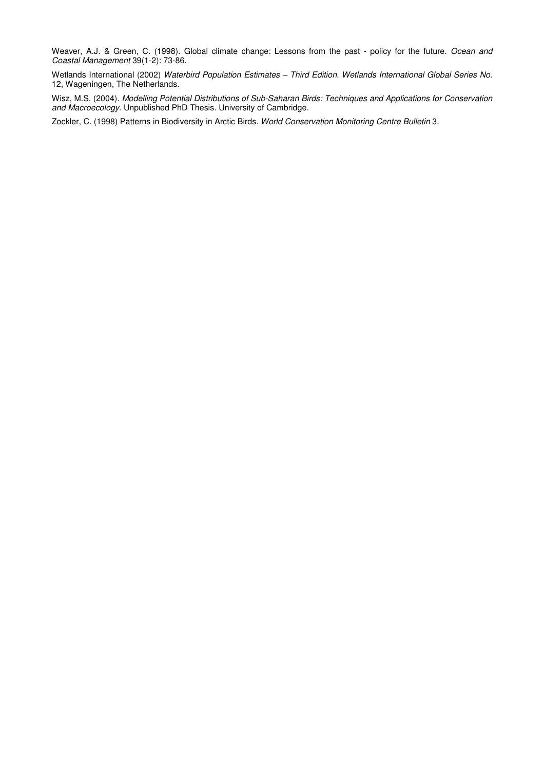Weaver, A.J. & Green, C. (1998). Global climate change: Lessons from the past - policy for the future. *Ocean and Coastal Management* 39(1-2): 73-86.

Wetlands International (2002) *Waterbird Population Estimates – Third Edition. Wetlands International Global Series No*. 12, Wageningen, The Netherlands.

Wisz, M.S. (2004). *Modelling Potential Distributions of Sub-Saharan Birds: Techniques and Applications for Conservation and Macroecology*. Unpublished PhD Thesis. University of Cambridge.

Zockler, C. (1998) Patterns in Biodiversity in Arctic Birds. *World Conservation Monitoring Centre Bulletin* 3.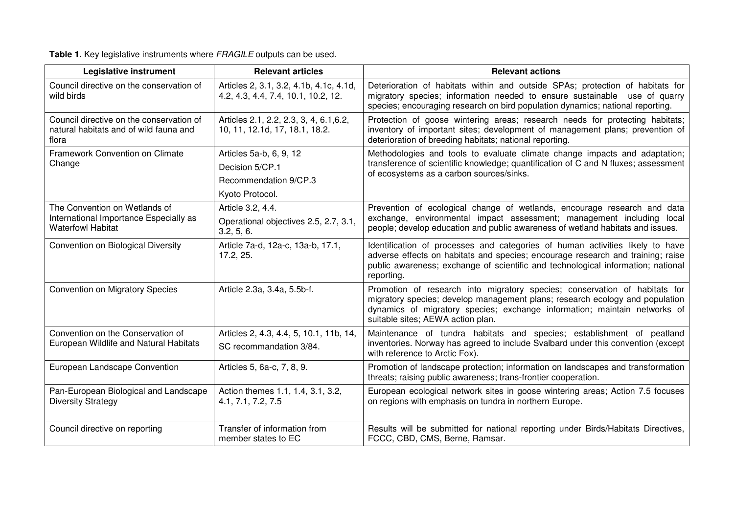**Table 1.** Key legislative instruments where *FRAGILE* outputs can be used.

| Legislative instrument | Relevant articles | Relevant actions |
| --- | --- | --- |
| Council directive on the conservation of wild birds | Articles 2, 3.1, 3.2, 4.1b, 4.1c, 4.1d, 4.2, 4.3, 4.4, 7.4, 10.1, 10.2, 12. | Deterioration of habitats within and outside SPAs; protection of habitats for migratory species; information needed to ensure sustainable use of quarry species; encouraging research on bird population dynamics; national reporting. |
| Council directive on the conservation of natural habitats and of wild fauna and flora | Articles 2.1, 2.2, 2.3, 3, 4, 6.1,6.2, 10, 11, 12.1d, 17, 18.1, 18.2. | Protection of goose wintering areas; research needs for protecting habitats; inventory of important sites; development of management plans; prevention of deterioration of breeding habitats; national reporting. |
| Framework Convention on Climate Change | Articles 5a-b, 6, 9, 12<br>Decision 5/CP.1<br>Recommendation 9/CP.3<br>Kyoto Protocol. | Methodologies and tools to evaluate climate change impacts and adaptation; transference of scientific knowledge; quantification of C and N fluxes; assessment of ecosystems as a carbon sources/sinks. |
| The Convention on Wetlands of International Importance Especially as Waterfowl Habitat | Article 3.2, 4.4.<br>Operational objectives 2.5, 2.7, 3.1, 3.2, 5, 6. | Prevention of ecological change of wetlands, encourage research and data exchange, environmental impact assessment; management including local people; develop education and public awareness of wetland habitats and issues. |
| Convention on Biological Diversity | Article 7a-d, 12a-c, 13a-b, 17.1, 17.2, 25. | Identification of processes and categories of human activities likely to have adverse effects on habitats and species; encourage research and training; raise public awareness; exchange of scientific and technological information; national reporting. |
| Convention on Migratory Species | Article 2.3a, 3.4a, 5.5b-f. | Promotion of research into migratory species; conservation of habitats for migratory species; develop management plans; research ecology and population dynamics of migratory species; exchange information; maintain networks of suitable sites; AEWA action plan. |
| Convention on the Conservation of European Wildlife and Natural Habitats | Articles 2, 4.3, 4.4, 5, 10.1, 11b, 14,<br>SC recommandation 3/84. | Maintenance of tundra habitats and species; establishment of peatland inventories. Norway has agreed to include Svalbard under this convention (except with reference to Arctic Fox). |
| European Landscape Convention | Articles 5, 6a-c, 7, 8, 9. | Promotion of landscape protection; information on landscapes and transformation threats; raising public awareness; trans-frontier cooperation. |
| Pan-European Biological and Landscape Diversity Strategy | Action themes 1.1, 1.4, 3.1, 3.2, 4.1, 7.1, 7.2, 7.5 | European ecological network sites in goose wintering areas; Action 7.5 focuses on regions with emphasis on tundra in northern Europe. |
| Council directive on reporting | Transfer of information from member states to EC | Results will be submitted for national reporting under Birds/Habitats Directives, FCCC, CBD, CMS, Berne, Ramsar. |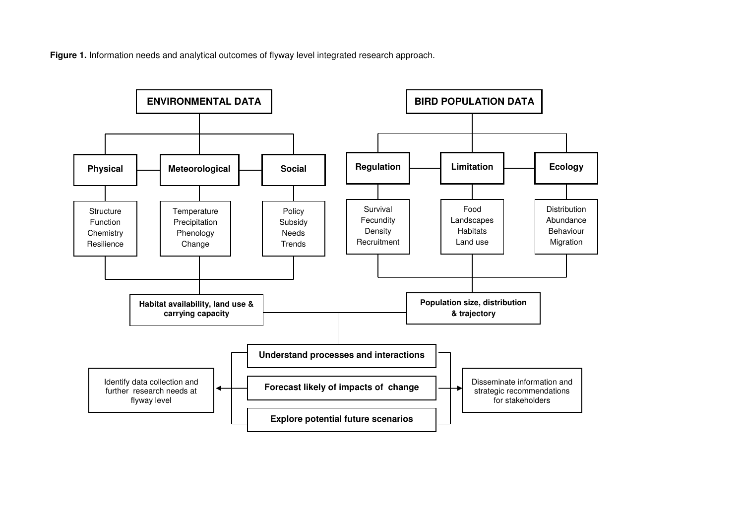**Figure 1.** Information needs and analytical outcomes of flyway level integrated research approach.

**ENVIRONMENTAL DATA**

- **Physical**
  - Structure
  - Function
  - Chemistry
  - Resilience
- **Meteorological**
  - Temperature
  - Precipitation
  - Phenology
  - Change
- **Social**
  - Policy
  - Subsidy
  - Needs
  - Trends

**Habitat availability, land use & carrying capacity**

**BIRD POPULATION DATA**

- **Regulation**
  - Survival
  - Fecundity
  - Density
  - Recruitment
- **Limitation**
  - Food
  - Landscapes
  - Habitats
  - Land use
- **Ecology**
  - Distribution
  - Abundance
  - Behaviour
  - Migration

**Population size, distribution & trajectory**

**Understand processes and interactions**

**Forecast likely of impacts of change**

**Explore potential future scenarios**

Identify data collection and further research needs at flyway level

Disseminate information and strategic recommendations for stakeholders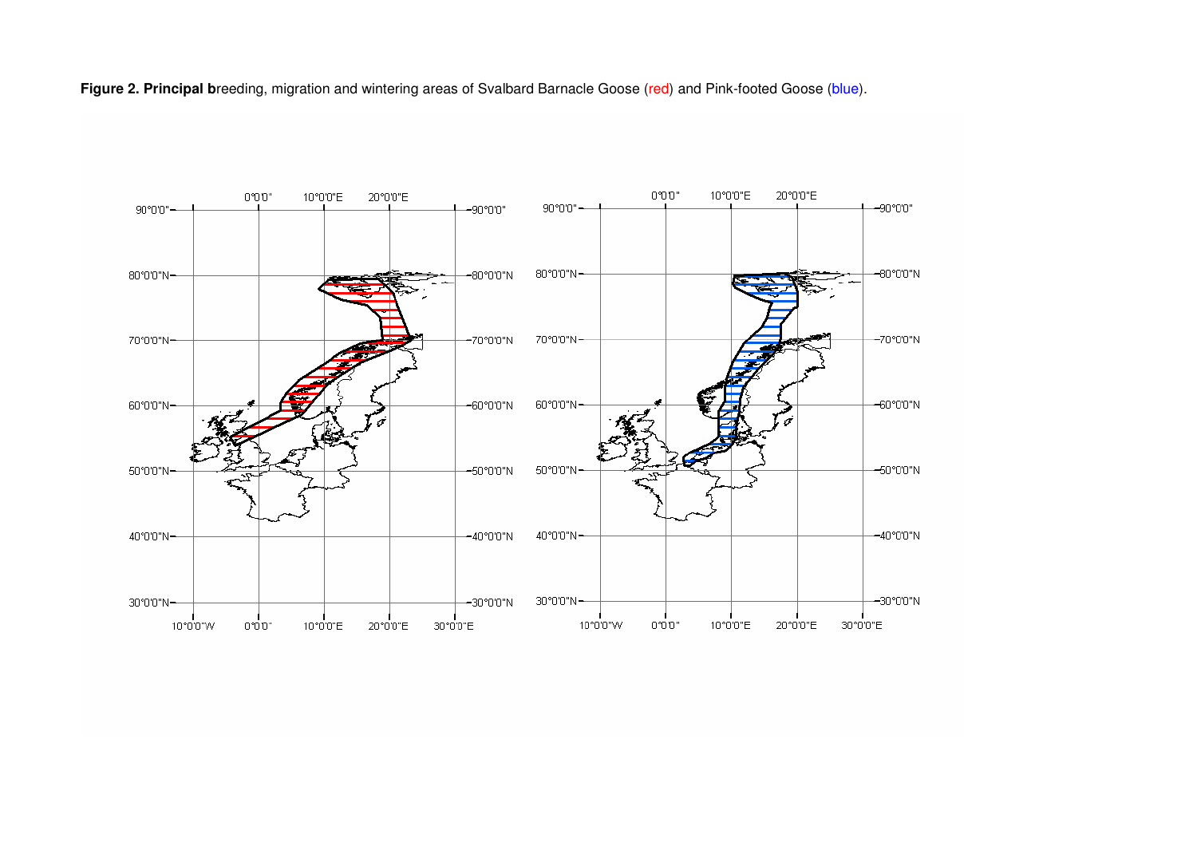**Figure 2. Principal b**reeding, migration and wintering areas of Svalbard Barnacle Goose (red) and Pink-footed Goose (blue).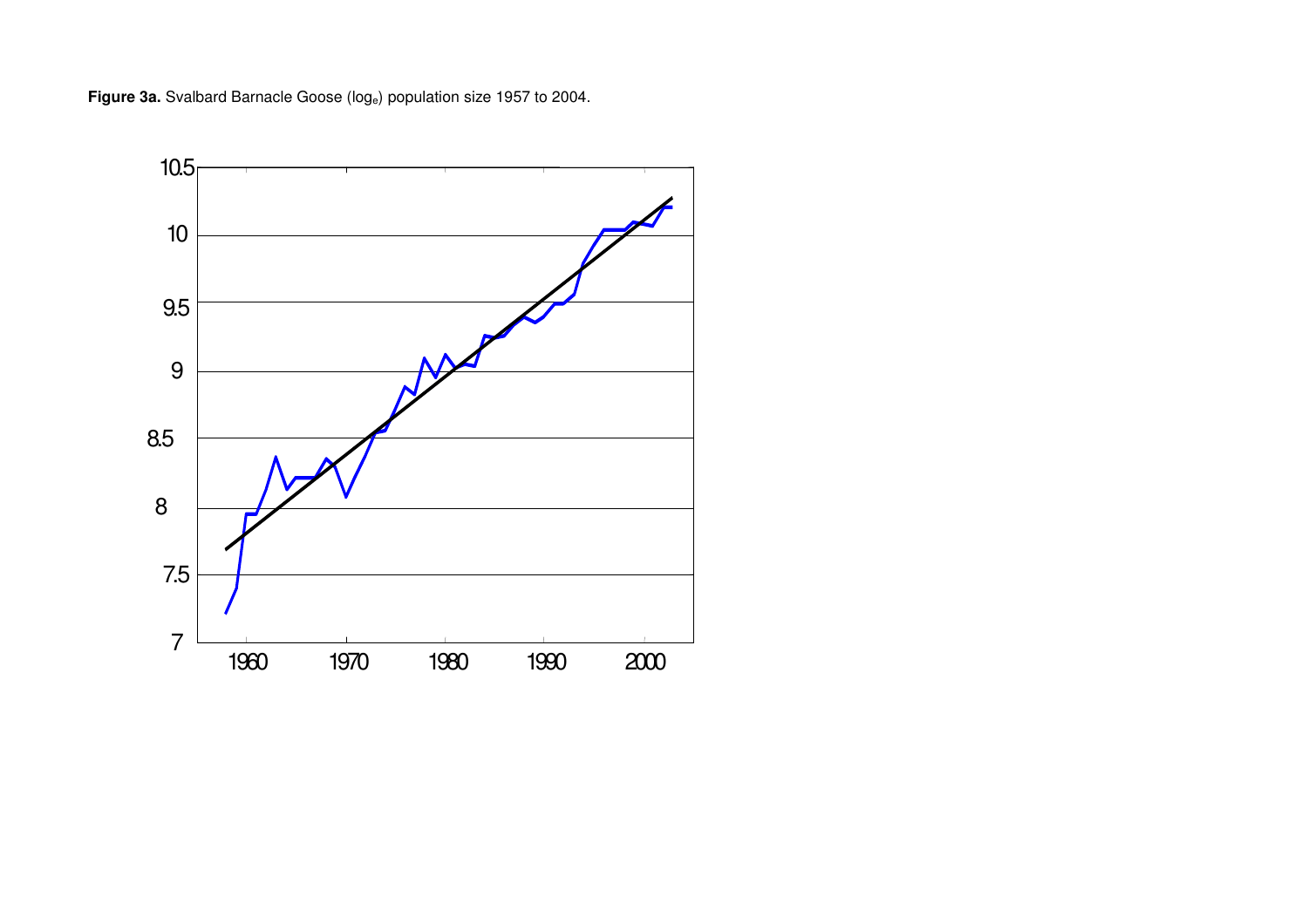**Figure 3a.** Svalbard Barnacle Goose ($\log_e$) population size 1957 to 2004.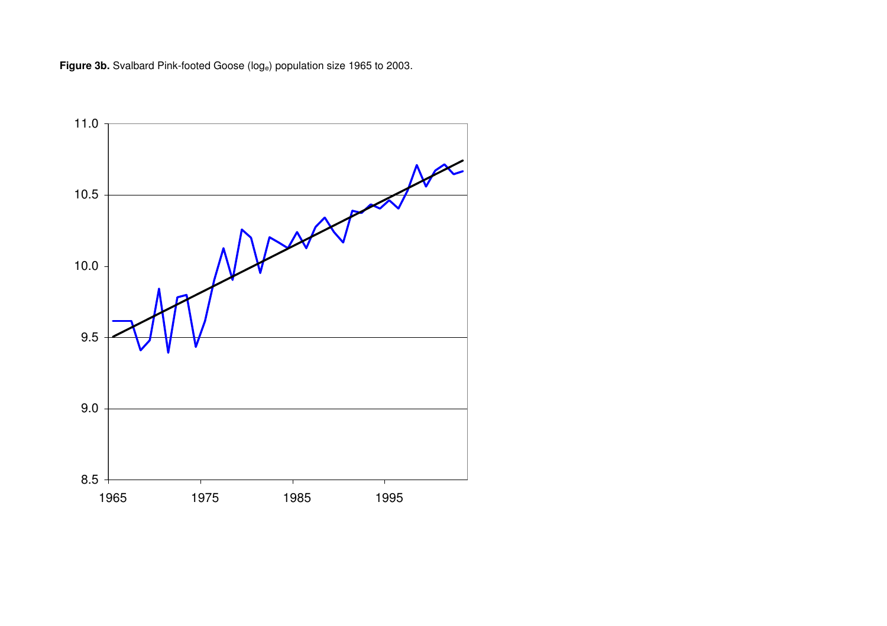**Figure 3b.** Svalbard Pink-footed Goose ($\log_e$) population size 1965 to 2003.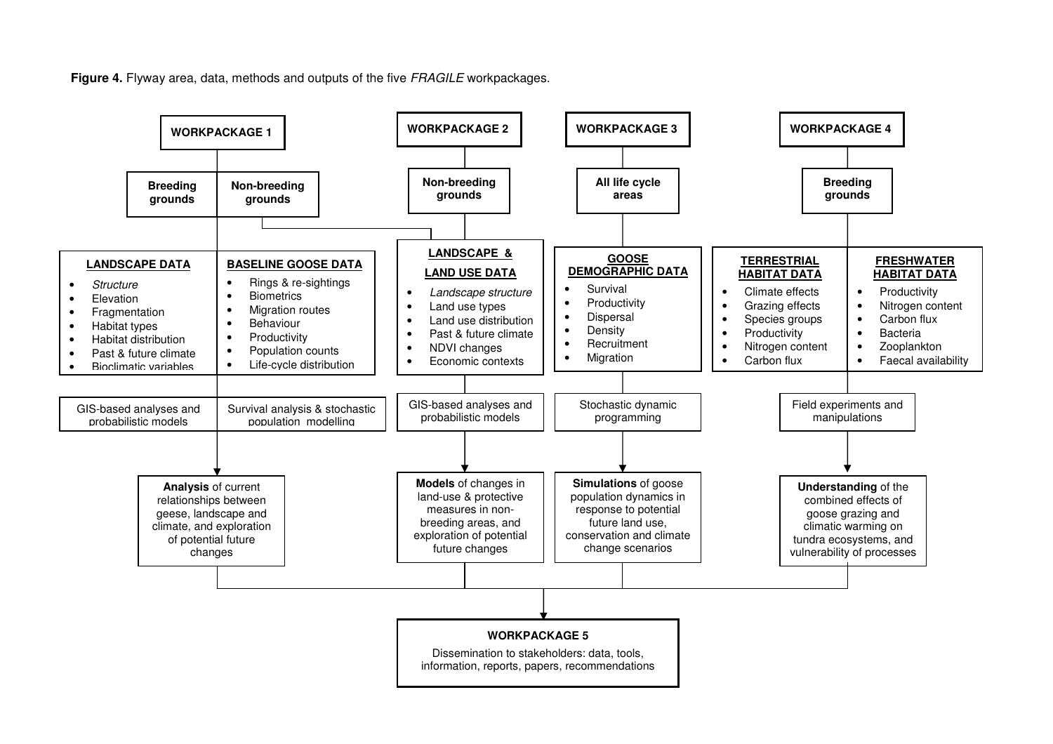**Figure 4.** Flyway area, data, methods and outputs of the five *FRAGILE* workpackages.

## WORKPACKAGE 1

**Breeding grounds** | **Non-breeding grounds**

**LANDSCAPE DATA**

- *Structure*
- Elevation
- Fragmentation
- Habitat types
- Habitat distribution
- Past & future climate
- Bioclimatic variables

**BASELINE GOOSE DATA**

- Rings & re-sightings
- Biometrics
- Migration routes
- Behaviour
- Productivity
- Population counts
- Life-cycle distribution

GIS-based analyses and probabilistic models | Survival analysis & stochastic population modelling

**Analysis** of current relationships between geese, landscape and climate, and exploration of potential future changes

## WORKPACKAGE 2

**Non-breeding grounds**

**LANDSCAPE & LAND USE DATA**

- *Landscape structure*
- Land use types
- Land use distribution
- Past & future climate
- NDVI changes
- Economic contexts

GIS-based analyses and probabilistic models

**Models** of changes in land-use & protective measures in non-breeding areas, and exploration of potential future changes

## WORKPACKAGE 3

**All life cycle areas**

**GOOSE DEMOGRAPHIC DATA**

- Survival
- Productivity
- Dispersal
- Density
- Recruitment
- Migration

Stochastic dynamic programming

**Simulations** of goose population dynamics in response to potential future land use, conservation and climate change scenarios

## WORKPACKAGE 4

**Breeding grounds**

**TERRESTRIAL HABITAT DATA**

- Climate effects
- Grazing effects
- Species groups
- Productivity
- Nitrogen content
- Carbon flux

**FRESHWATER HABITAT DATA**

- Productivity
- Nitrogen content
- Carbon flux
- Bacteria
- Zooplankton
- Faecal availability

Field experiments and manipulations

**Understanding** of the combined effects of goose grazing and climatic warming on tundra ecosystems, and vulnerability of processes

## WORKPACKAGE 5

Dissemination to stakeholders: data, tools, information, reports, papers, recommendations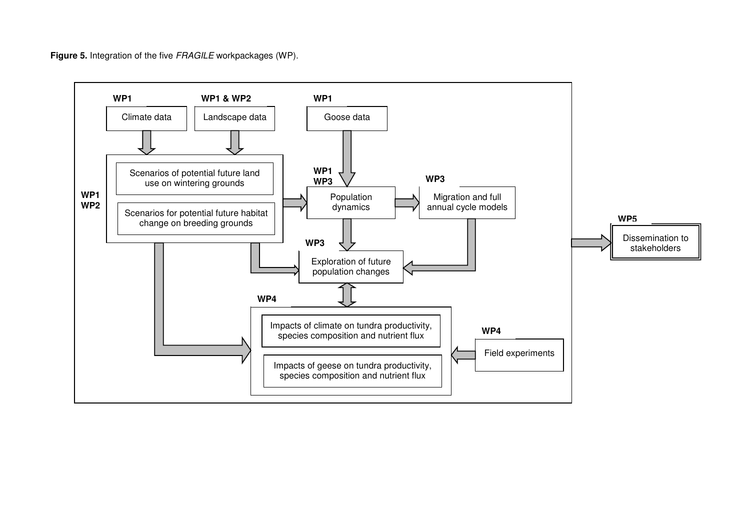**Figure 5.** Integration of the five *FRAGILE* workpackages (WP).

WP1
Climate data

WP1 & WP2
Landscape data

WP1
Goose data

WP1
WP2
Scenarios of potential future land use on wintering grounds
Scenarios for potential future habitat change on breeding grounds

WP1
WP3
Population dynamics

WP3
Migration and full annual cycle models

WP3
Exploration of future population changes

WP4
Impacts of climate on tundra productivity, species composition and nutrient flux
Impacts of geese on tundra productivity, species composition and nutrient flux

WP4
Field experiments

WP5
Dissemination to stakeholders